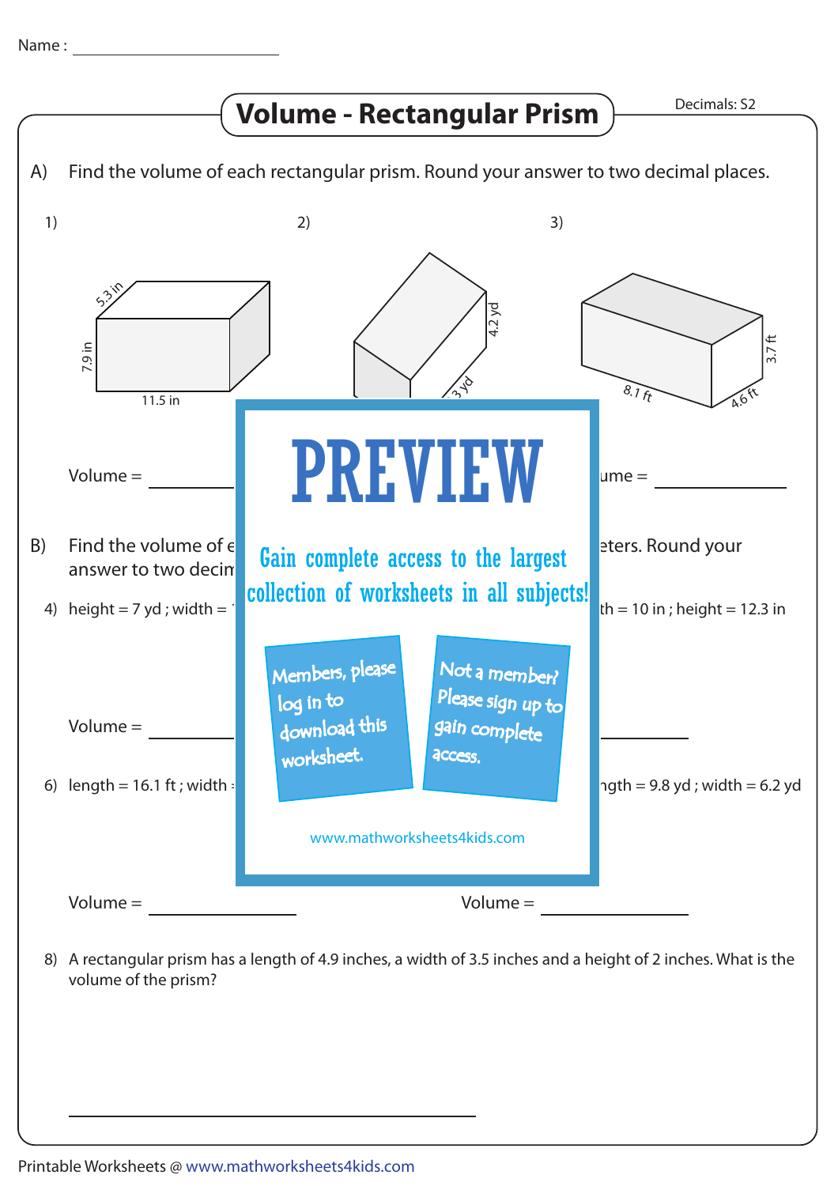Name : ____________________

# Volume - Rectangular Prism

Decimals: S2

A) Find the volume of each rectangular prism. Round your answer to two decimal places.

1) 5.3 in; 7.9 in; 11.5 in

2) 4.2 yd; 3 yd

3) 3.7 ft; 8.1 ft; 4.6 ft

Volume = ____________ Volume = ____________ Volume = ____________

B) Find the volume of e... eters. Round your answer to two decim...

4) height = 7 yd ; width = ...

5) ...th = 10 in ; height = 12.3 in

Volume = ____________ Volume = ____________

6) length = 16.1 ft ; width ...

7) ...ngth = 9.8 yd ; width = 6.2 yd

Volume = ____________ Volume = ____________

PREVIEW

Gain complete access to the largest collection of worksheets in all subjects!

Members, please log in to download this worksheet.

Not a member? Please sign up to gain complete access.

www.mathworksheets4kids.com

8) A rectangular prism has a length of 4.9 inches, a width of 3.5 inches and a height of 2 inches. What is the volume of the prism?

________________________________

Printable Worksheets @ www.mathworksheets4kids.com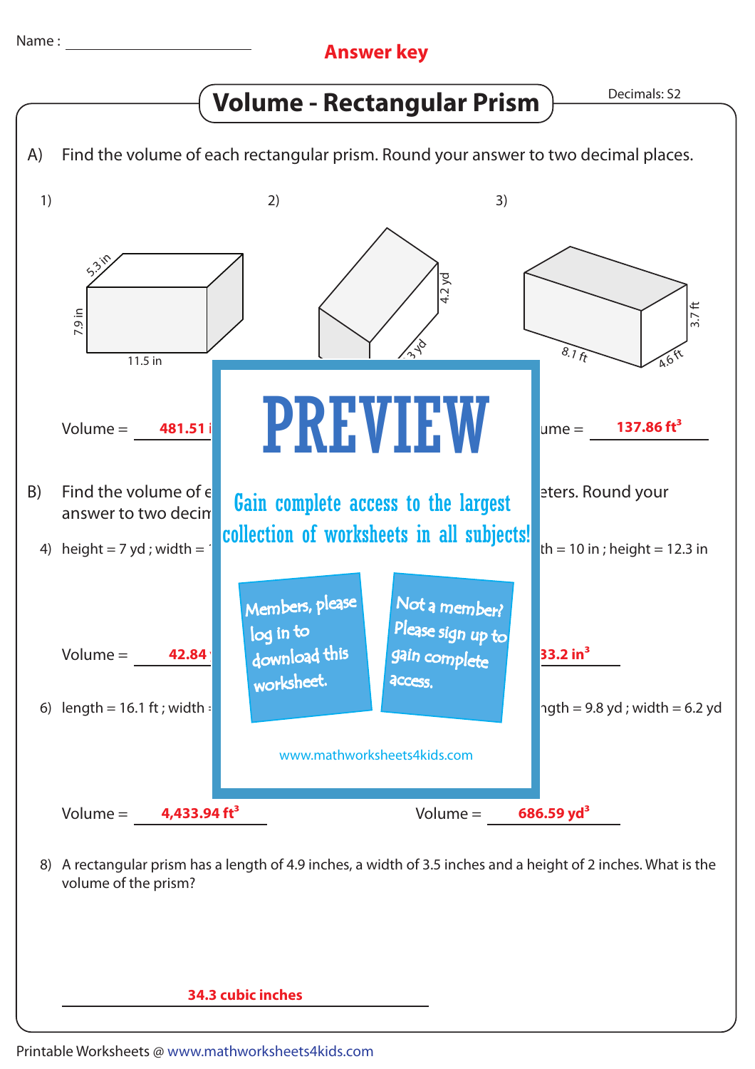Name : ____________________

**Answer key**

# Volume - Rectangular Prism

Decimals: S2

A) Find the volume of each rectangular prism. Round your answer to two decimal places.

1)

5.3 in

7.9 in

11.5 in

2)

4.2 yd

3 yd

3)

3.7 ft

8.1 ft

4.6 ft

Volume = **481.51 i**

ume = **137.86 ft³**

PREVIEW

Gain complete access to the largest collection of worksheets in all subjects!

Members, please log in to download this worksheet.

Not a member? Please sign up to gain complete access.

www.mathworksheets4kids.com

B) Find the volume of e... eters. Round your answer to two decim...

4) height = 7 yd ; width = ...

...th = 10 in ; height = 12.3 in

Volume = **42.84**

**33.2 in³**

6) length = 16.1 ft ; width ...

...ngth = 9.8 yd ; width = 6.2 yd

Volume = **4,433.94 ft³**

Volume = **686.59 yd³**

8) A rectangular prism has a length of 4.9 inches, a width of 3.5 inches and a height of 2 inches. What is the volume of the prism?

**34.3 cubic inches**

Printable Worksheets @ www.mathworksheets4kids.com